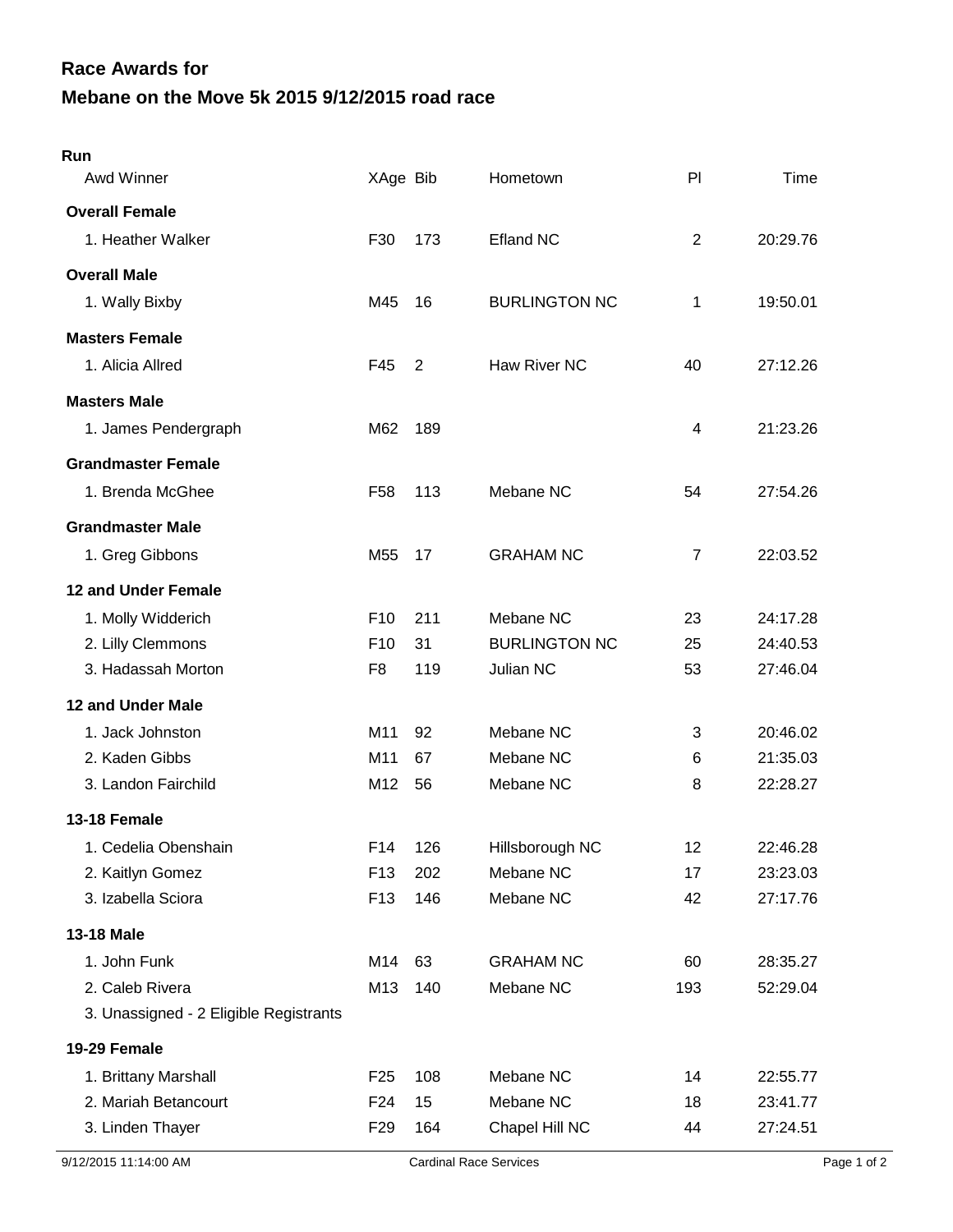# Race Awards for

## Mebane on the Move 5k 2015 9/12/2015 road race

**Run**

| Awd Winner | XAge | Bib | Hometown | Pl | Time |
|---|---|---|---|---|---|
| **Overall Female** | | | | | |
| 1. Heather Walker | F30 | 173 | Efland NC | 2 | 20:29.76 |
| **Overall Male** | | | | | |
| 1. Wally Bixby | M45 | 16 | BURLINGTON NC | 1 | 19:50.01 |
| **Masters Female** | | | | | |
| 1. Alicia Allred | F45 | 2 | Haw River NC | 40 | 27:12.26 |
| **Masters Male** | | | | | |
| 1. James Pendergraph | M62 | 189 | | 4 | 21:23.26 |
| **Grandmaster Female** | | | | | |
| 1. Brenda McGhee | F58 | 113 | Mebane NC | 54 | 27:54.26 |
| **Grandmaster Male** | | | | | |
| 1. Greg Gibbons | M55 | 17 | GRAHAM NC | 7 | 22:03.52 |
| **12 and Under Female** | | | | | |
| 1. Molly Widderich | F10 | 211 | Mebane NC | 23 | 24:17.28 |
| 2. Lilly Clemmons | F10 | 31 | BURLINGTON NC | 25 | 24:40.53 |
| 3. Hadassah Morton | F8 | 119 | Julian NC | 53 | 27:46.04 |
| **12 and Under Male** | | | | | |
| 1. Jack Johnston | M11 | 92 | Mebane NC | 3 | 20:46.02 |
| 2. Kaden Gibbs | M11 | 67 | Mebane NC | 6 | 21:35.03 |
| 3. Landon Fairchild | M12 | 56 | Mebane NC | 8 | 22:28.27 |
| **13-18 Female** | | | | | |
| 1. Cedelia Obenshain | F14 | 126 | Hillsborough NC | 12 | 22:46.28 |
| 2. Kaitlyn Gomez | F13 | 202 | Mebane NC | 17 | 23:23.03 |
| 3. Izabella Sciora | F13 | 146 | Mebane NC | 42 | 27:17.76 |
| **13-18 Male** | | | | | |
| 1. John Funk | M14 | 63 | GRAHAM NC | 60 | 28:35.27 |
| 2. Caleb Rivera | M13 | 140 | Mebane NC | 193 | 52:29.04 |
| 3. Unassigned - 2 Eligible Registrants | | | | | |
| **19-29 Female** | | | | | |
| 1. Brittany Marshall | F25 | 108 | Mebane NC | 14 | 22:55.77 |
| 2. Mariah Betancourt | F24 | 15 | Mebane NC | 18 | 23:41.77 |
| 3. Linden Thayer | F29 | 164 | Chapel Hill NC | 44 | 27:24.51 |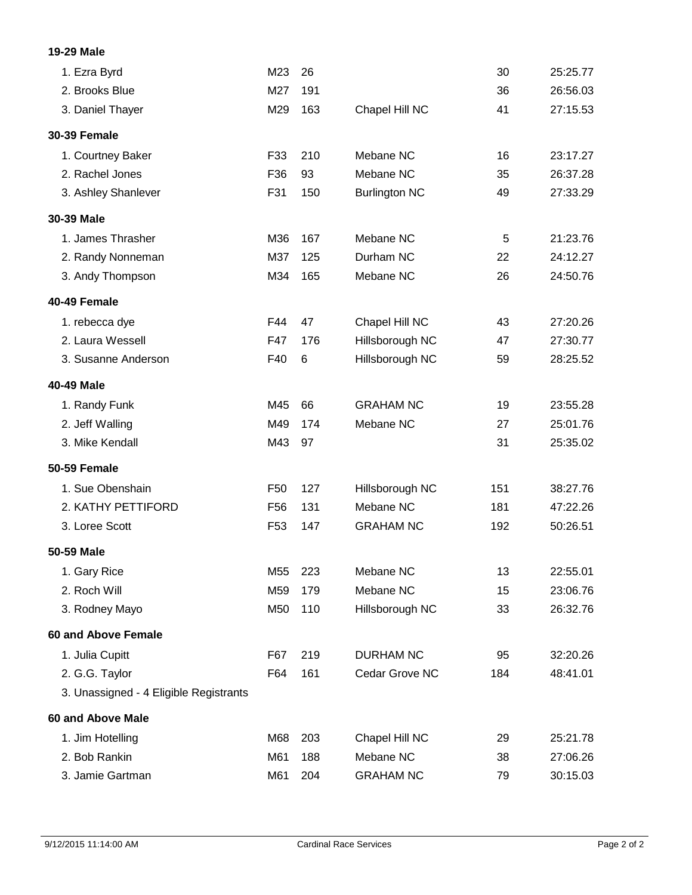**19-29 Male**

| | | | | | |
|---|---|---|---|---|---|
| 1. Ezra Byrd | M23 | 26 | | 30 | 25:25.77 |
| 2. Brooks Blue | M27 | 191 | | 36 | 26:56.03 |
| 3. Daniel Thayer | M29 | 163 | Chapel Hill NC | 41 | 27:15.53 |

**30-39 Female**

| | | | | | |
|---|---|---|---|---|---|
| 1. Courtney Baker | F33 | 210 | Mebane NC | 16 | 23:17.27 |
| 2. Rachel Jones | F36 | 93 | Mebane NC | 35 | 26:37.28 |
| 3. Ashley Shanlever | F31 | 150 | Burlington NC | 49 | 27:33.29 |

**30-39 Male**

| | | | | | |
|---|---|---|---|---|---|
| 1. James Thrasher | M36 | 167 | Mebane NC | 5 | 21:23.76 |
| 2. Randy Nonneman | M37 | 125 | Durham NC | 22 | 24:12.27 |
| 3. Andy Thompson | M34 | 165 | Mebane NC | 26 | 24:50.76 |

**40-49 Female**

| | | | | | |
|---|---|---|---|---|---|
| 1. rebecca dye | F44 | 47 | Chapel Hill NC | 43 | 27:20.26 |
| 2. Laura Wessell | F47 | 176 | Hillsborough NC | 47 | 27:30.77 |
| 3. Susanne Anderson | F40 | 6 | Hillsborough NC | 59 | 28:25.52 |

**40-49 Male**

| | | | | | |
|---|---|---|---|---|---|
| 1. Randy Funk | M45 | 66 | GRAHAM NC | 19 | 23:55.28 |
| 2. Jeff Walling | M49 | 174 | Mebane NC | 27 | 25:01.76 |
| 3. Mike Kendall | M43 | 97 | | 31 | 25:35.02 |

**50-59 Female**

| | | | | | |
|---|---|---|---|---|---|
| 1. Sue Obenshain | F50 | 127 | Hillsborough NC | 151 | 38:27.76 |
| 2. KATHY PETTIFORD | F56 | 131 | Mebane NC | 181 | 47:22.26 |
| 3. Loree Scott | F53 | 147 | GRAHAM NC | 192 | 50:26.51 |

**50-59 Male**

| | | | | | |
|---|---|---|---|---|---|
| 1. Gary Rice | M55 | 223 | Mebane NC | 13 | 22:55.01 |
| 2. Roch Will | M59 | 179 | Mebane NC | 15 | 23:06.76 |
| 3. Rodney Mayo | M50 | 110 | Hillsborough NC | 33 | 26:32.76 |

**60 and Above Female**

| | | | | | |
|---|---|---|---|---|---|
| 1. Julia Cupitt | F67 | 219 | DURHAM NC | 95 | 32:20.26 |
| 2. G.G. Taylor | F64 | 161 | Cedar Grove NC | 184 | 48:41.01 |
| 3. Unassigned - 4 Eligible Registrants | | | | | |

**60 and Above Male**

| | | | | | |
|---|---|---|---|---|---|
| 1. Jim Hotelling | M68 | 203 | Chapel Hill NC | 29 | 25:21.78 |
| 2. Bob Rankin | M61 | 188 | Mebane NC | 38 | 27:06.26 |
| 3. Jamie Gartman | M61 | 204 | GRAHAM NC | 79 | 30:15.03 |